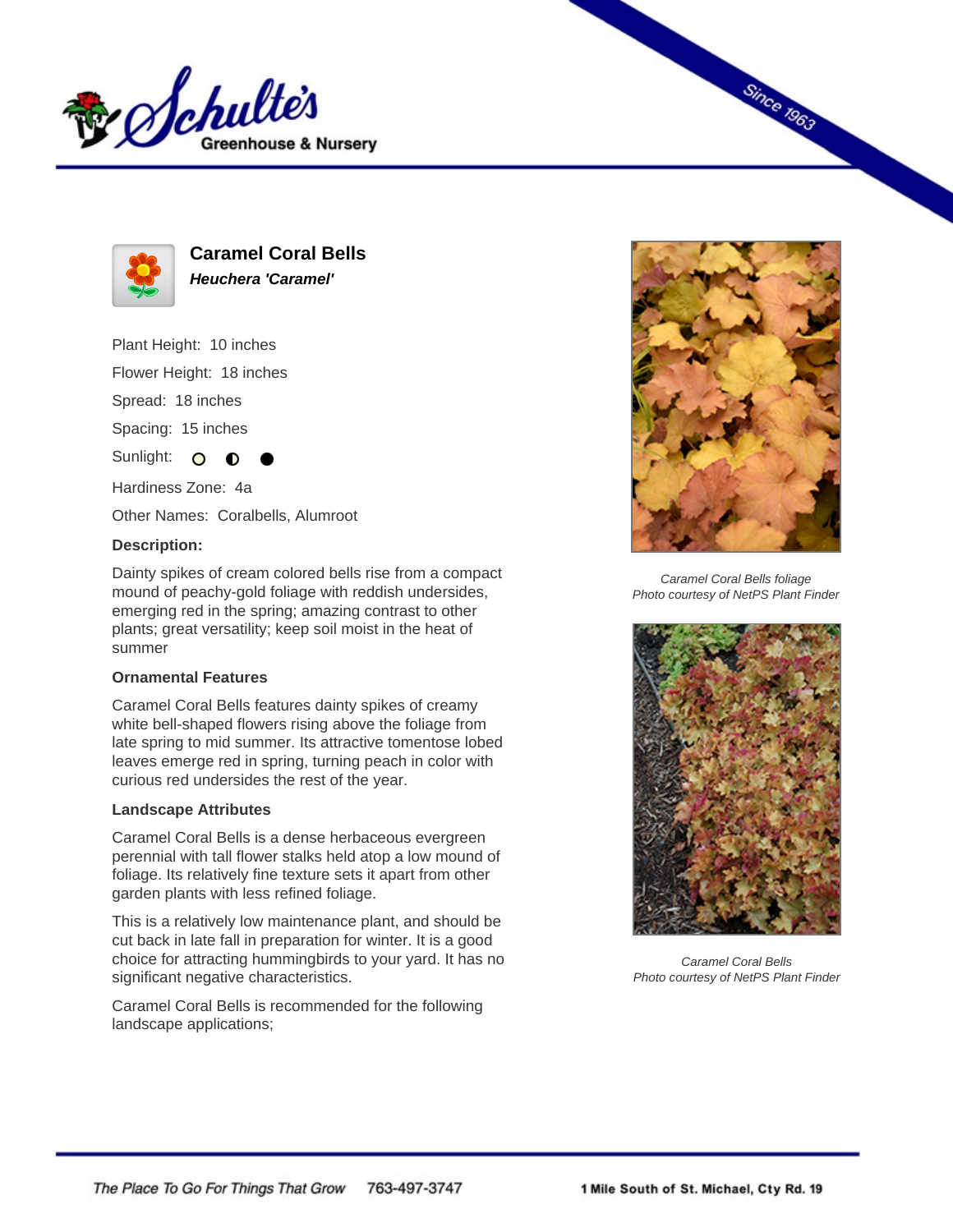# Caramel Coral Bells

***Heuchera 'Caramel'***

Plant Height: 10 inches

Flower Height: 18 inches

Spread: 18 inches

Spacing: 15 inches

Sunlight: ○ ◐ ●

Hardiness Zone: 4a

Other Names: Coralbells, Alumroot

**Description:**

Dainty spikes of cream colored bells rise from a compact mound of peachy-gold foliage with reddish undersides, emerging red in the spring; amazing contrast to other plants; great versatility; keep soil moist in the heat of summer

### Ornamental Features

Caramel Coral Bells features dainty spikes of creamy white bell-shaped flowers rising above the foliage from late spring to mid summer. Its attractive tomentose lobed leaves emerge red in spring, turning peach in color with curious red undersides the rest of the year.

### Landscape Attributes

Caramel Coral Bells is a dense herbaceous evergreen perennial with tall flower stalks held atop a low mound of foliage. Its relatively fine texture sets it apart from other garden plants with less refined foliage.

This is a relatively low maintenance plant, and should be cut back in late fall in preparation for winter. It is a good choice for attracting hummingbirds to your yard. It has no significant negative characteristics.

Caramel Coral Bells is recommended for the following landscape applications;

*Caramel Coral Bells foliage*
*Photo courtesy of NetPS Plant Finder*

*Caramel Coral Bells*
*Photo courtesy of NetPS Plant Finder*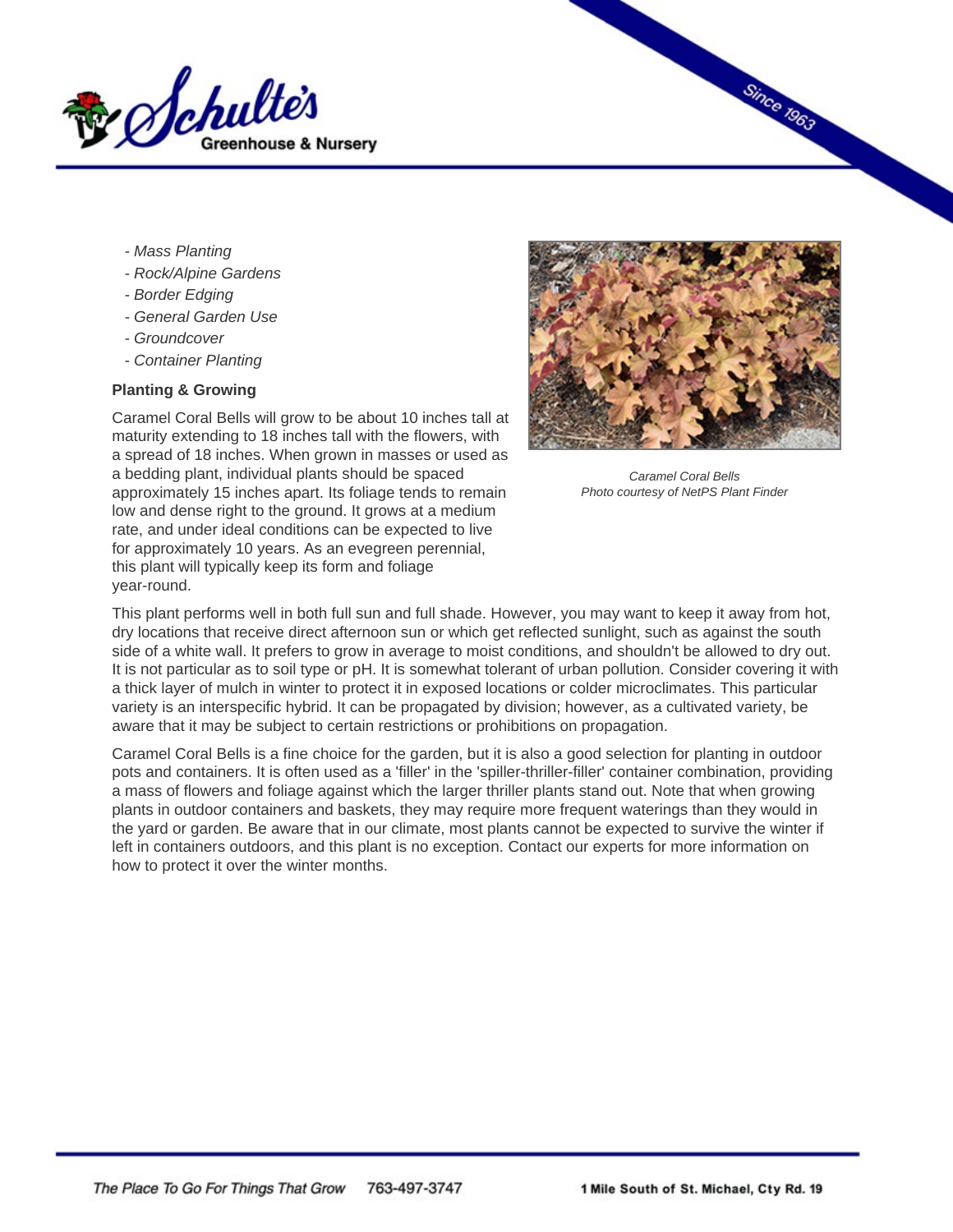- *Mass Planting*
- *Rock/Alpine Gardens*
- *Border Edging*
- *General Garden Use*
- *Groundcover*
- *Container Planting*

**Planting & Growing**

Caramel Coral Bells will grow to be about 10 inches tall at maturity extending to 18 inches tall with the flowers, with a spread of 18 inches. When grown in masses or used as a bedding plant, individual plants should be spaced approximately 15 inches apart. Its foliage tends to remain low and dense right to the ground. It grows at a medium rate, and under ideal conditions can be expected to live for approximately 10 years. As an evegreen perennial, this plant will typically keep its form and foliage year-round.

*Caramel Coral Bells*
*Photo courtesy of NetPS Plant Finder*

This plant performs well in both full sun and full shade. However, you may want to keep it away from hot, dry locations that receive direct afternoon sun or which get reflected sunlight, such as against the south side of a white wall. It prefers to grow in average to moist conditions, and shouldn't be allowed to dry out. It is not particular as to soil type or pH. It is somewhat tolerant of urban pollution. Consider covering it with a thick layer of mulch in winter to protect it in exposed locations or colder microclimates. This particular variety is an interspecific hybrid. It can be propagated by division; however, as a cultivated variety, be aware that it may be subject to certain restrictions or prohibitions on propagation.

Caramel Coral Bells is a fine choice for the garden, but it is also a good selection for planting in outdoor pots and containers. It is often used as a 'filler' in the 'spiller-thriller-filler' container combination, providing a mass of flowers and foliage against which the larger thriller plants stand out. Note that when growing plants in outdoor containers and baskets, they may require more frequent waterings than they would in the yard or garden. Be aware that in our climate, most plants cannot be expected to survive the winter if left in containers outdoors, and this plant is no exception. Contact our experts for more information on how to protect it over the winter months.